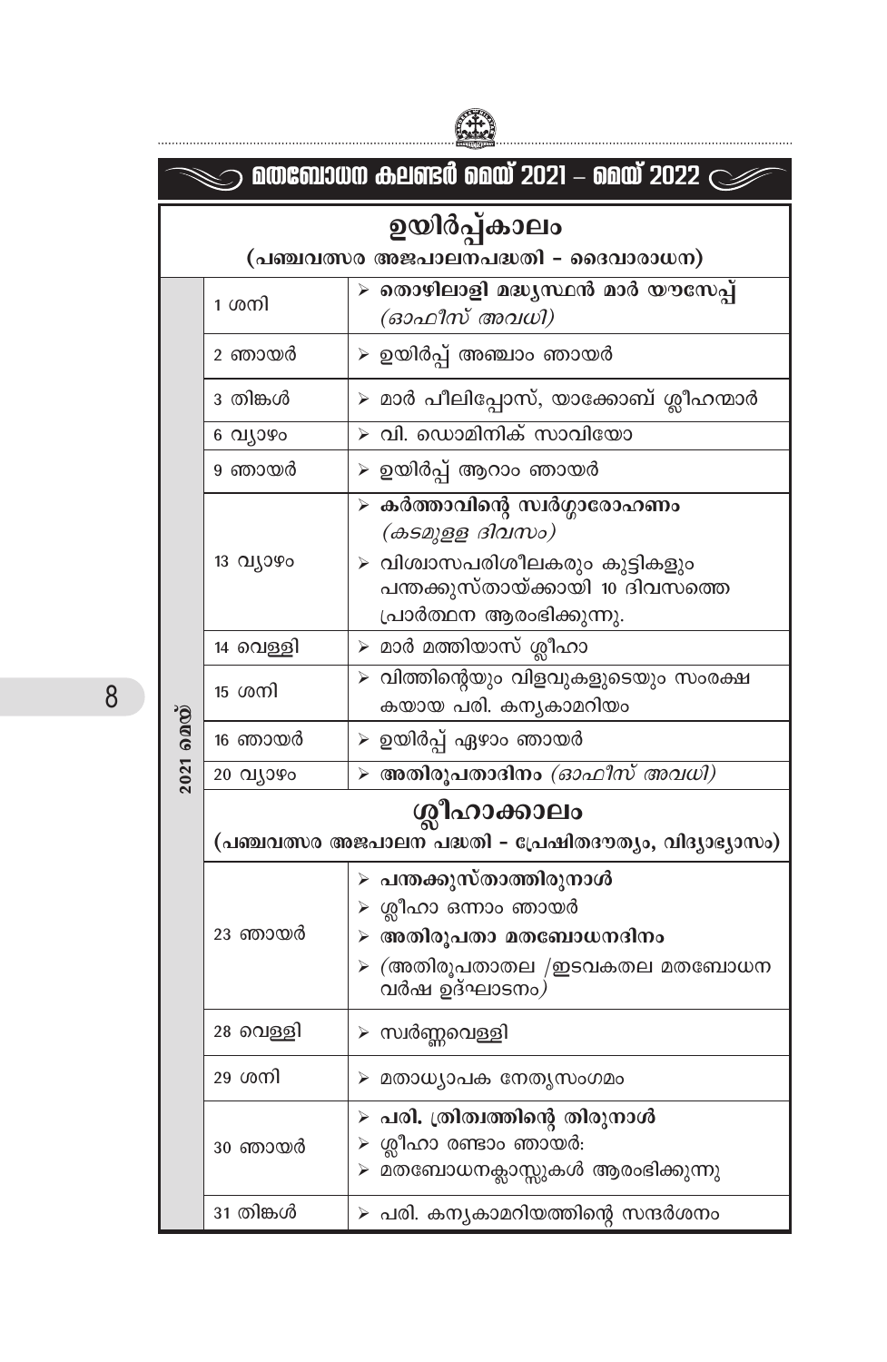# മതബോധന കലണ്ടർ മെയ് 2021 – മെയ് 2022

## ഉയിർപ്പ്കാലം

(പഞ്ചവത്സര അജപാലനപദ്ധതി - ദൈവാരാധന)

| | തീയതി | |
|---|---|---|
| 2021 മെയ് | 1 ശനി | ➢ **തൊഴിലാളി മദ്ധ്യസ്ഥൻ മാർ യൗസേപ്പ്** *(ഓഫീസ് അവധി)* |
| | 2 ഞായർ | ➢ ഉയിർപ്പ് അഞ്ചാം ഞായർ |
| | 3 തിങ്കൾ | ➢ മാർ പീലിപ്പോസ്, യാക്കോബ് ശ്ലീഹന്മാർ |
| | 6 വ്യാഴം | ➢ വി. ഡൊമിനിക് സാവിയോ |
| | 9 ഞായർ | ➢ ഉയിർപ്പ് ആറാം ഞായർ |
| | 13 വ്യാഴം | ➢ **കർത്താവിന്റെ സ്വർഗ്ഗാരോഹണം** *(കടമുള്ള ദിവസം)* ➢ വിശ്വാസപരിശീലകരും കുട്ടികളും പന്തക്കുസ്തായ്ക്കായി 10 ദിവസത്തെ പ്രാർത്ഥന ആരംഭിക്കുന്നു. |
| | 14 വെള്ളി | ➢ മാർ മത്തിയാസ് ശ്ലീഹാ |
| | 15 ശനി | ➢ വിത്തിന്റെയും വിളവുകളുടെയും സംരക്ഷകയായ പരി. കന്യകാമറിയം |
| | 16 ഞായർ | ➢ ഉയിർപ്പ് ഏഴാം ഞായർ |
| | 20 വ്യാഴം | ➢ **അതിരൂപതാദിനം** *(ഓഫീസ് അവധി)* |

## ശ്ലീഹാക്കാലം

(പഞ്ചവത്സര അജപാലന പദ്ധതി - പ്രേഷിതദൗത്യം, വിദ്യാഭ്യാസം)

| | തീയതി | |
|---|---|---|
| 2021 മെയ് | 23 ഞായർ | ➢ **പന്തക്കുസ്താത്തിരുനാൾ** ➢ ശ്ലീഹാ ഒന്നാം ഞായർ ➢ **അതിരൂപതാ മതബോധനദിനം** ➢ (അതിരൂപതാതല /ഇടവകതല മതബോധന വർഷ ഉദ്ഘാടനം) |
| | 28 വെള്ളി | ➢ സ്വർണ്ണവെള്ളി |
| | 29 ശനി | ➢ മതാധ്യാപക നേതൃസംഗമം |
| | 30 ഞായർ | ➢ **പരി. ത്രിത്വത്തിന്റെ തിരുനാൾ** ➢ ശ്ലീഹാ രണ്ടാം ഞായർ: ➢ മതബോധനക്ലാസ്സുകൾ ആരംഭിക്കുന്നു |
| | 31 തിങ്കൾ | ➢ പരി. കന്യകാമറിയത്തിന്റെ സന്ദർശനം |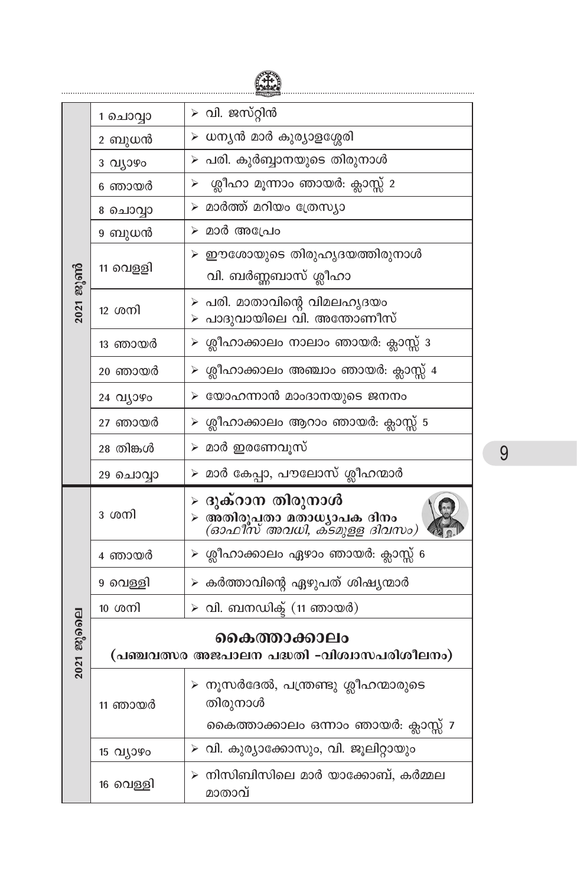| 2021 ജൂൺ | | |
|---|---|---|
| | 1 ചൊവ്വാ | ➢ വി. ജസ്റ്റിൻ |
| | 2 ബുധൻ | ➢ ധന്യൻ മാർ കുര്യാളശ്ശേരി |
| | 3 വ്യാഴം | ➢ പരി. കുർബ്ബാനയുടെ തിരുനാൾ |
| | 6 ഞായർ | ➢ ശ്ലീഹാ മൂന്നാം ഞായർ: ക്ലാസ്സ് 2 |
| | 8 ചൊവ്വാ | ➢ മാർത്ത് മറിയം ത്രേസ്യാ |
| | 9 ബുധൻ | ➢ മാർ അപ്രേം |
| | 11 വെള്ളി | ➢ ഈശോയുടെ തിരുഹൃദയത്തിരുനാൾ<br>വി. ബർണ്ണബാസ് ശ്ലീഹാ |
| | 12 ശനി | ➢ പരി. മാതാവിന്റെ വിമലഹൃദയം<br>➢ പാദുവായിലെ വി. അന്തോണീസ് |
| | 13 ഞായർ | ➢ ശ്ലീഹാക്കാലം നാലാം ഞായർ: ക്ലാസ്സ് 3 |
| | 20 ഞായർ | ➢ ശ്ലീഹാക്കാലം അഞ്ചാം ഞായർ: ക്ലാസ്സ് 4 |
| | 24 വ്യാഴം | ➢ യോഹന്നാൻ മാംദാനയുടെ ജനനം |
| | 27 ഞായർ | ➢ ശ്ലീഹാക്കാലം ആറാം ഞായർ: ക്ലാസ്സ് 5 |
| | 28 തിങ്കൾ | ➢ മാർ ഇരണേവൂസ് |
| | 29 ചൊവ്വാ | ➢ മാർ കേപ്പാ, പൗലോസ് ശ്ലീഹന്മാർ |

| 2021 ജൂലൈ | | |
|---|---|---|
| | 3 ശനി | ➢ **ദുക്റാന തിരുനാൾ**<br>➢ **അതിരൂപതാ മതാധ്യാപക ദിനം**<br>*(ഓഫീസ് അവധി, കടമുള്ള ദിവസം)* |
| | 4 ഞായർ | ➢ ശ്ലീഹാക്കാലം ഏഴാം ഞായർ: ക്ലാസ്സ് 6 |
| | 9 വെള്ളി | ➢ കർത്താവിന്റെ ഏഴുപത് ശിഷ്യന്മാർ |
| | 10 ശനി | ➢ വി. ബനഡിക്ട് (11 ഞായർ) |
| | **കൈത്താക്കാലം**<br>**(പഞ്ചവത്സര അജപാലന പദ്ധതി -വിശ്വാസപരിശീലനം)** | |
| | 11 ഞായർ | ➢ നൂസർദേൽ, പന്ത്രണ്ടു ശ്ലീഹന്മാരുടെ തിരുനാൾ<br>കൈത്താക്കാലം ഒന്നാം ഞായർ: ക്ലാസ്സ് 7 |
| | 15 വ്യാഴം | ➢ വി. കുര്യാക്കോസും, വി. ജൂലിറ്റായും |
| | 16 വെള്ളി | ➢ നിസിബിസിലെ മാർ യാക്കോബ്, കർമ്മല മാതാവ് |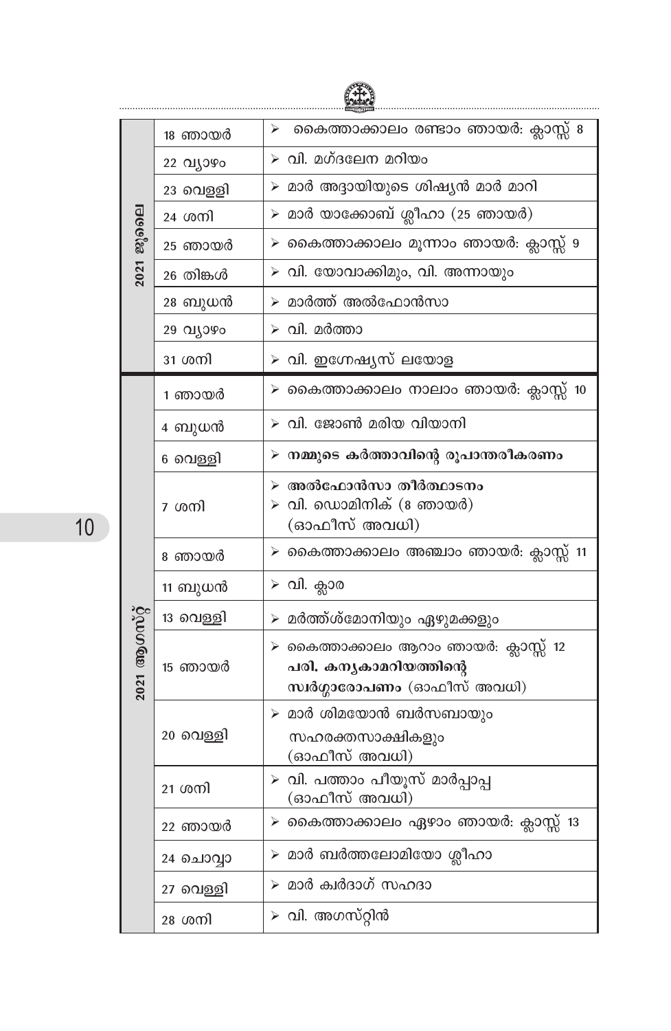| | | |
|---|---|---|
| 2021 ജൂലൈ | 18 ഞായർ | ➢ കൈത്താക്കാലം രണ്ടാം ഞായർ: ക്ലാസ്സ് 8 |
| | 22 വ്യാഴം | ➢ വി. മഗ്ദലേന മറിയം |
| | 23 വെള്ളി | ➢ മാർ അദ്ദായിയുടെ ശിഷ്യൻ മാർ മാറി |
| | 24 ശനി | ➢ മാർ യാക്കോബ് ശ്ലീഹാ (25 ഞായർ) |
| | 25 ഞായർ | ➢ കൈത്താക്കാലം മൂന്നാം ഞായർ: ക്ലാസ്സ് 9 |
| | 26 തിങ്കൾ | ➢ വി. യോവാക്കിമും, വി. അന്നായും |
| | 28 ബുധൻ | ➢ മാർത്ത് അൽഫോൻസാ |
| | 29 വ്യാഴം | ➢ വി. മർത്താ |
| | 31 ശനി | ➢ വി. ഇഗ്നേഷ്യസ് ലയോള |
| 2021 ആഗസ്റ്റ് | 1 ഞായർ | ➢ കൈത്താക്കാലം നാലാം ഞായർ: ക്ലാസ്സ് 10 |
| | 4 ബുധൻ | ➢ വി. ജോൺ മരിയ വിയാനി |
| | 6 വെള്ളി | ➢ **നമ്മുടെ കർത്താവിന്റെ രൂപാന്തരീകരണം** |
| | 7 ശനി | ➢ **അൽഫോൻസാ തീർത്ഥാടനം**<br>➢ വി. ഡൊമിനിക് (8 ഞായർ)<br>(ഓഫീസ് അവധി) |
| | 8 ഞായർ | ➢ കൈത്താക്കാലം അഞ്ചാം ഞായർ: ക്ലാസ്സ് 11 |
| | 11 ബുധൻ | ➢ വി. ക്ലാര |
| | 13 വെള്ളി | ➢ മർത്ത്ശ്മോനിയും ഏഴുമക്കളും |
| | 15 ഞായർ | ➢ കൈത്താക്കാലം ആറാം ഞായർ: ക്ലാസ്സ് 12<br>**പരി. കന്യകാമറിയത്തിന്റെ സ്വർഗ്ഗാരോപണം** (ഓഫീസ് അവധി) |
| | 20 വെള്ളി | ➢ മാർ ശിമയോൻ ബർസബായും സഹരക്തസാക്ഷികളും<br>(ഓഫീസ് അവധി) |
| | 21 ശനി | ➢ വി. പത്താം പീയൂസ് മാർപ്പാപ്പ<br>(ഓഫീസ് അവധി) |
| | 22 ഞായർ | ➢ കൈത്താക്കാലം ഏഴാം ഞായർ: ക്ലാസ്സ് 13 |
| | 24 ചൊവ്വാ | ➢ മാർ ബർത്തലോമിയോ ശ്ലീഹാ |
| | 27 വെള്ളി | ➢ മാർ ക്വർദാഗ് സഹദാ |
| | 28 ശനി | ➢ വി. അഗസ്റ്റിൻ |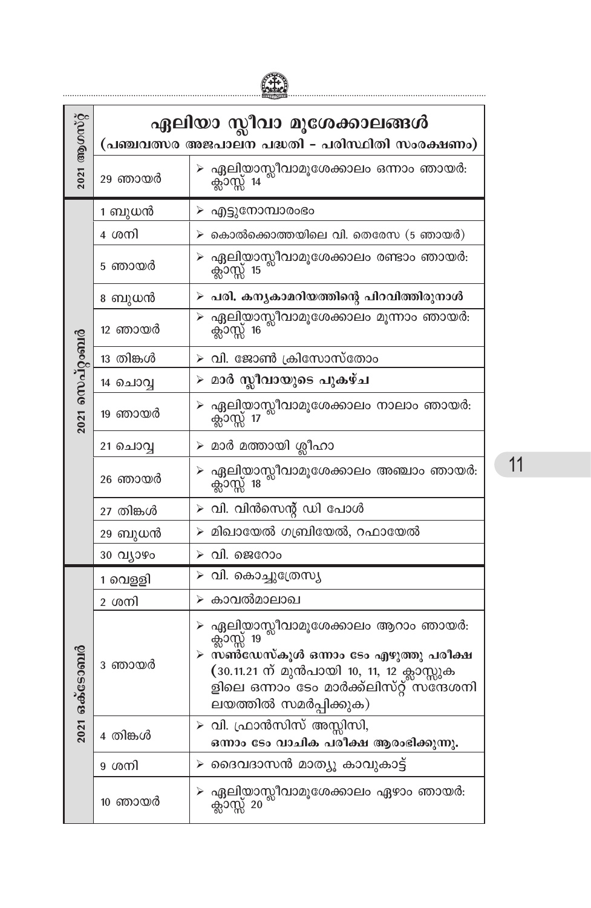# ഏലിയാ സ്ലീവാ മൂശേക്കാലങ്ങൾ

## (പഞ്ചവത്സര അജപാലന പദ്ധതി - പരിസ്ഥിതി സംരക്ഷണം)

| മാസം | തീയതി | വിശേഷം |
|---|---|---|
| 2021 ആഗസ്റ്റ് | 29 ഞായർ | ➢ ഏലിയാസ്ലീവാമൂശേക്കാലം ഒന്നാം ഞായർ: ക്ലാസ്സ് 14 |
| 2021 സെപ്റ്റംബർ | 1 ബുധൻ | ➢ എട്ടുനോമ്പാരംഭം |
| | 4 ശനി | ➢ കൊൽക്കൊത്തയിലെ വി. തെരേസ (5 ഞായർ) |
| | 5 ഞായർ | ➢ ഏലിയാസ്ലീവാമൂശേക്കാലം രണ്ടാം ഞായർ: ക്ലാസ്സ് 15 |
| | 8 ബുധൻ | ➢ **പരി. കന്യകാമറിയത്തിന്റെ പിറവിത്തിരുനാൾ** |
| | 12 ഞായർ | ➢ ഏലിയാസ്ലീവാമൂശേക്കാലം മൂന്നാം ഞായർ: ക്ലാസ്സ് 16 |
| | 13 തിങ്കൾ | ➢ വി. ജോൺ ക്രിസോസ്തോം |
| | 14 ചൊവ്വ | ➢ **മാർ സ്ലീവായുടെ പുകഴ്ച** |
| | 19 ഞായർ | ➢ ഏലിയാസ്ലീവാമൂശേക്കാലം നാലാം ഞായർ: ക്ലാസ്സ് 17 |
| | 21 ചൊവ്വ | ➢ മാർ മത്തായി ശ്ലീഹാ |
| | 26 ഞായർ | ➢ ഏലിയാസ്ലീവാമൂശേക്കാലം അഞ്ചാം ഞായർ: ക്ലാസ്സ് 18 |
| | 27 തിങ്കൾ | ➢ വി. വിൻസെന്റ് ഡി പോൾ |
| | 29 ബുധൻ | ➢ മിഖായേൽ ഗബ്രിയേൽ, റഫായേൽ |
| | 30 വ്യാഴം | ➢ വി. ജെറോം |
| 2021 ഒക്ടോബർ | 1 വെള്ളി | ➢ വി. കൊച്ചുത്രേസ്യ |
| | 2 ശനി | ➢ കാവൽമാലാഖ |
| | 3 ഞായർ | ➢ ഏലിയാസ്ലീവാമൂശേക്കാലം ആറാം ഞായർ: ക്ലാസ്സ് 19 ➢ **സൺഡേസ്കൂൾ ഒന്നാം ടേം എഴുത്തു പരീക്ഷ** (30.11.21 ന് മുൻപായി 10, 11, 12 ക്ലാസ്സുകളിലെ ഒന്നാം ടേം മാർക്ക്ലിസ്റ്റ് സന്ദേശനിലയത്തിൽ സമർപ്പിക്കുക) |
| | 4 തിങ്കൾ | ➢ വി. ഫ്രാൻസിസ് അസ്സിസി, **ഒന്നാം ടേം വാചിക പരീക്ഷ ആരംഭിക്കുന്നു.** |
| | 9 ശനി | ➢ ദൈവദാസൻ മാത്യൂ കാവുകാട്ട് |
| | 10 ഞായർ | ➢ ഏലിയാസ്ലീവാമൂശേക്കാലം ഏഴാം ഞായർ: ക്ലാസ്സ് 20 |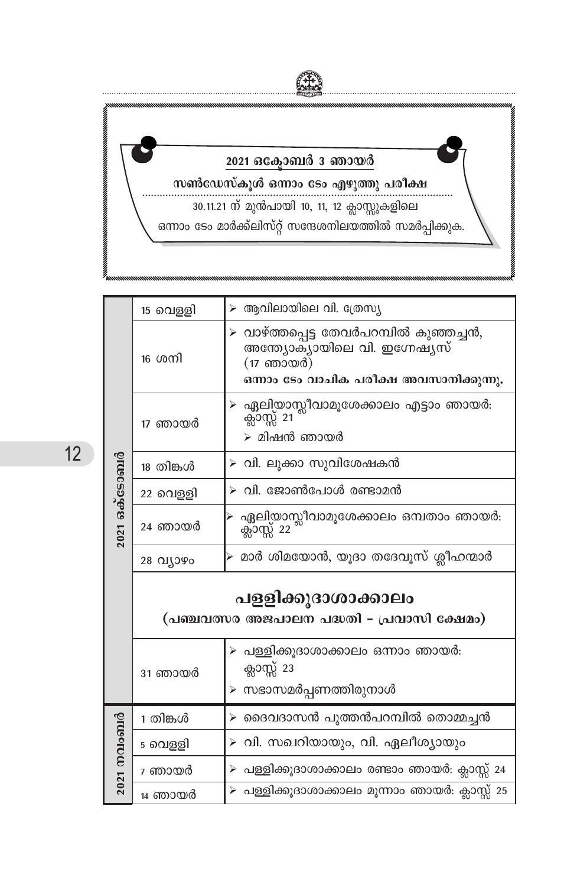**2021 ഒക്ടോബർ 3 ഞായർ**

**സൺഡേസ്കൂൾ ഒന്നാം ടേം എഴുത്തു പരീക്ഷ**

30.11.21 ന് മുൻപായി 10, 11, 12 ക്ലാസ്സുകളിലെ ഒന്നാം ടേം മാർക്ക്ലിസ്റ്റ് സന്ദേശനിലയത്തിൽ സമർപ്പിക്കുക.

| മാസം | തീയതി | വിവരം |
|---|---|---|
| 2021 ഒക്ടോബർ | 15 വെള്ളി | ➢ ആവിലായിലെ വി. ത്രേസ്യ |
| | 16 ശനി | ➢ വാഴ്ത്തപ്പെട്ട തേവർപറമ്പിൽ കുഞ്ഞച്ചൻ, അന്ത്യോക്യായിലെ വി. ഇഗ്നേഷ്യസ് (17 ഞായർ) **ഒന്നാം ടേം വാചിക പരീക്ഷ അവസാനിക്കുന്നു.** |
| | 17 ഞായർ | ➢ ഏലിയാസ്ലീവാമൂശേക്കാലം എട്ടാം ഞായർ: ക്ലാസ്സ് 21 ➢ മിഷൻ ഞായർ |
| | 18 തിങ്കൾ | ➢ വി. ലൂക്കാ സുവിശേഷകൻ |
| | 22 വെള്ളി | ➢ വി. ജോൺപോൾ രണ്ടാമൻ |
| | 24 ഞായർ | ➢ ഏലിയാസ്ലീവാമൂശേക്കാലം ഒമ്പതാം ഞായർ: ക്ലാസ്സ് 22 |
| | 28 വ്യാഴം | ➢ മാർ ശിമയോൻ, യൂദാ തദേവൂസ് ശ്ലീഹന്മാർ |
| | **പള്ളിക്കൂദാശാക്കാലം (പഞ്ചവത്സര അജപാലന പദ്ധതി - പ്രവാസി ക്ഷേമം)** | |
| | 31 ഞായർ | ➢ പള്ളിക്കൂദാശാക്കാലം ഒന്നാം ഞായർ: ക്ലാസ്സ് 23 ➢ സഭാസമർപ്പണത്തിരുനാൾ |
| 2021 നവംബർ | 1 തിങ്കൾ | ➢ ദൈവദാസൻ പുത്തൻപറമ്പിൽ തൊമ്മച്ചൻ |
| | 5 വെള്ളി | ➢ വി. സഖറിയായും, വി. ഏലീശ്യായും |
| | 7 ഞായർ | ➢ പള്ളിക്കൂദാശാക്കാലം രണ്ടാം ഞായർ: ക്ലാസ്സ് 24 |
| | 14 ഞായർ | ➢ പള്ളിക്കൂദാശാക്കാലം മൂന്നാം ഞായർ: ക്ലാസ്സ് 25 |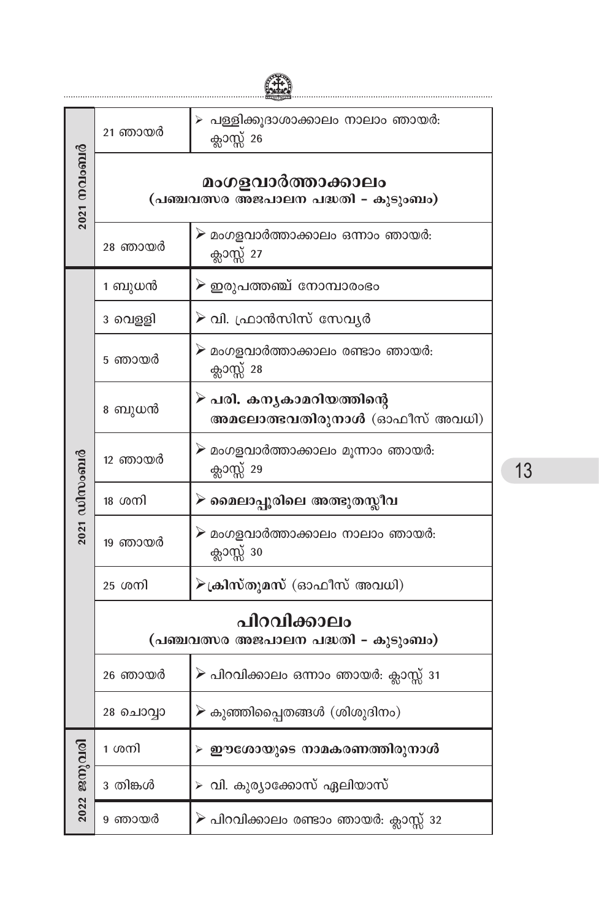| 2021 നവംബർ | 21 ഞായർ | ➢ പള്ളിക്കൂദാശാക്കാലം നാലാം ഞായർ: ക്ലാസ്സ് 26 |
|---|---|---|
| | **മംഗളവാർത്താക്കാലം** (പഞ്ചവത്സര അജപാലന പദ്ധതി – കുടുംബം) | |
| | 28 ഞായർ | ➢ മംഗളവാർത്താക്കാലം ഒന്നാം ഞായർ: ക്ലാസ്സ് 27 |
| 2021 ഡിസംബർ | 1 ബുധൻ | ➢ ഇരുപത്തഞ്ച് നോമ്പാരംഭം |
| | 3 വെള്ളി | ➢ വി. ഫ്രാൻസിസ് സേവ്യർ |
| | 5 ഞായർ | ➢ മംഗളവാർത്താക്കാലം രണ്ടാം ഞായർ: ക്ലാസ്സ് 28 |
| | 8 ബുധൻ | ➢ **പരി. കന്യകാമറിയത്തിന്റെ അമലോത്ഭവതിരുനാൾ** (ഓഫീസ് അവധി) |
| | 12 ഞായർ | ➢ മംഗളവാർത്താക്കാലം മൂന്നാം ഞായർ: ക്ലാസ്സ് 29 |
| | 18 ശനി | ➢ **മൈലാപ്പൂരിലെ അത്ഭുതസ്ലീവ** |
| | 19 ഞായർ | ➢ മംഗളവാർത്താക്കാലം നാലാം ഞായർ: ക്ലാസ്സ് 30 |
| | 25 ശനി | ➢ **ക്രിസ്തുമസ്** (ഓഫീസ് അവധി) |
| | **പിറവിക്കാലം** (പഞ്ചവത്സര അജപാലന പദ്ധതി – കുടുംബം) | |
| | 26 ഞായർ | ➢ പിറവിക്കാലം ഒന്നാം ഞായർ: ക്ലാസ്സ് 31 |
| | 28 ചൊവ്വാ | ➢ കുഞ്ഞിപ്പൈതങ്ങൾ (ശിശുദിനം) |
| 2022 ജനുവരി | 1 ശനി | ➢ **ഈശോയുടെ നാമകരണത്തിരുനാൾ** |
| | 3 തിങ്കൾ | ➢ വി. കുര്യാക്കോസ് ഏലിയാസ് |
| | 9 ഞായർ | ➢ പിറവിക്കാലം രണ്ടാം ഞായർ: ക്ലാസ്സ് 32 |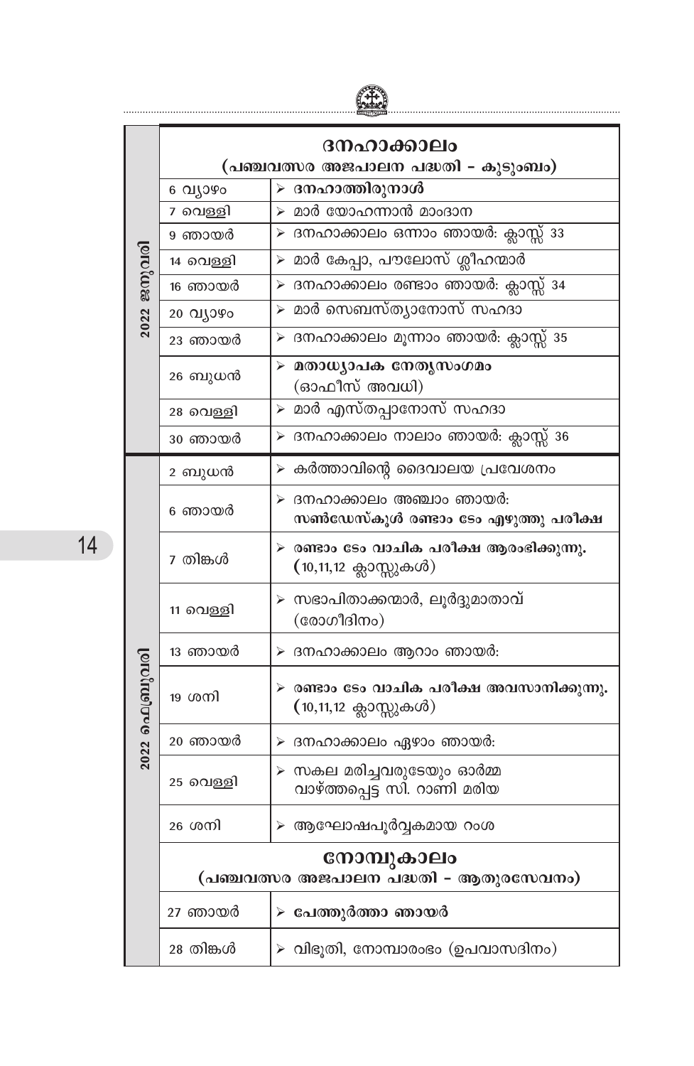| | | |
|---|---|---|
| | **ദനഹാക്കാലം** (പഞ്ചവത്സര അജപാലന പദ്ധതി - കുടുംബം) | |
| 2022 ജനുവരി | 6 വ്യാഴം | ➢ **ദനഹാത്തിരുനാൾ** |
| | 7 വെള്ളി | ➢ മാർ യോഹന്നാൻ മാംദാന |
| | 9 ഞായർ | ➢ ദനഹാക്കാലം ഒന്നാം ഞായർ: ക്ലാസ്സ് 33 |
| | 14 വെള്ളി | ➢ മാർ കേപ്പാ, പൗലോസ് ശ്ലീഹന്മാർ |
| | 16 ഞായർ | ➢ ദനഹാക്കാലം രണ്ടാം ഞായർ: ക്ലാസ്സ് 34 |
| | 20 വ്യാഴം | ➢ മാർ സെബസ്ത്യാനോസ് സഹദാ |
| | 23 ഞായർ | ➢ ദനഹാക്കാലം മൂന്നാം ഞായർ: ക്ലാസ്സ് 35 |
| | 26 ബുധൻ | ➢ **മതാധ്യാപക നേതൃസംഗമം** (ഓഫീസ് അവധി) |
| | 28 വെള്ളി | ➢ മാർ എസ്തപ്പാനോസ് സഹദാ |
| | 30 ഞായർ | ➢ ദനഹാക്കാലം നാലാം ഞായർ: ക്ലാസ്സ് 36 |
| 2022 ഫെബ്രുവരി | 2 ബുധൻ | ➢ കർത്താവിന്റെ ദൈവാലയ പ്രവേശനം |
| | 6 ഞായർ | ➢ ദനഹാക്കാലം അഞ്ചാം ഞായർ: **സൺഡേസ്കൂൾ രണ്ടാം ടേം എഴുത്തു പരീക്ഷ** |
| | 7 തിങ്കൾ | ➢ **രണ്ടാം ടേം വാചിക പരീക്ഷ ആരംഭിക്കുന്നു. (10,11,12 ക്ലാസ്സുകൾ)** |
| | 11 വെള്ളി | ➢ സഭാപിതാക്കന്മാർ, ലൂർദ്ദുമാതാവ് (രോഗീദിനം) |
| | 13 ഞായർ | ➢ ദനഹാക്കാലം ആറാം ഞായർ: |
| | 19 ശനി | ➢ **രണ്ടാം ടേം വാചിക പരീക്ഷ അവസാനിക്കുന്നു. (10,11,12 ക്ലാസ്സുകൾ)** |
| | 20 ഞായർ | ➢ ദനഹാക്കാലം ഏഴാം ഞായർ: |
| | 25 വെള്ളി | ➢ സകല മരിച്ചവരുടേയും ഓർമ്മ വാഴ്ത്തപ്പെട്ട സി. റാണി മരിയ |
| | 26 ശനി | ➢ ആഘോഷപൂർവ്വകമായ റംശ |
| | **നോമ്പുകാലം** (പഞ്ചവത്സര അജപാലന പദ്ധതി - ആതുരസേവനം) | |
| | 27 ഞായർ | ➢ **പേത്തുർത്താ ഞായർ** |
| | 28 തിങ്കൾ | ➢ വിഭൂതി, നോമ്പാരംഭം (ഉപവാസദിനം) |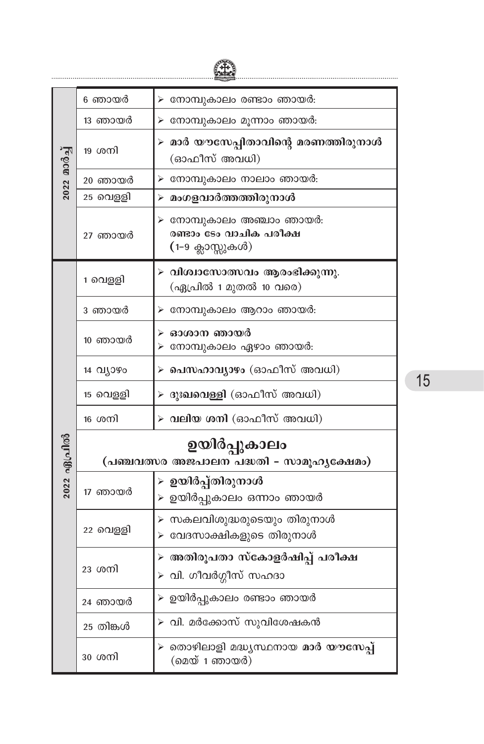| മാസം | തീയതി | വിവരം |
|---|---|---|
| 2022 മാർച്ച് | 6 ഞായർ | ➢ നോമ്പുകാലം രണ്ടാം ഞായർ: |
| | 13 ഞായർ | ➢ നോമ്പുകാലം മൂന്നാം ഞായർ: |
| | 19 ശനി | ➢ **മാർ യൗസേപ്പിതാവിന്റെ മരണത്തിരുനാൾ** (ഓഫീസ് അവധി) |
| | 20 ഞായർ | ➢ നോമ്പുകാലം നാലാം ഞായർ: |
| | 25 വെള്ളി | ➢ **മംഗളവാർത്തത്തിരുനാൾ** |
| | 27 ഞായർ | ➢ നോമ്പുകാലം അഞ്ചാം ഞായർ: **രണ്ടാം ടേം വാചിക പരീക്ഷ** (1-9 ക്ലാസ്സുകൾ) |
| 2022 ഏപ്രിൽ | 1 വെള്ളി | ➢ **വിശ്വാസോത്സവം ആരംഭിക്കുന്നു.** (ഏപ്രിൽ 1 മുതൽ 10 വരെ) |
| | 3 ഞായർ | ➢ നോമ്പുകാലം ആറാം ഞായർ: |
| | 10 ഞായർ | ➢ **ഓശാന ഞായർ** ➢ നോമ്പുകാലം ഏഴാം ഞായർ: |
| | 14 വ്യാഴം | ➢ **പെസഹാവ്യാഴം** (ഓഫീസ് അവധി) |
| | 15 വെള്ളി | ➢ **ദുഃഖവെള്ളി** (ഓഫീസ് അവധി) |
| | 16 ശനി | ➢ **വലിയ ശനി** (ഓഫീസ് അവധി) |
| | **ഉയിർപ്പുകാലം (പഞ്ചവത്സര അജപാലന പദ്ധതി - സാമൂഹ്യക്ഷേമം)** | |
| | 17 ഞായർ | ➢ **ഉയിർപ്പ്തിരുനാൾ** ➢ ഉയിർപ്പുകാലം ഒന്നാം ഞായർ |
| | 22 വെള്ളി | ➢ സകലവിശുദ്ധരുടെയും തിരുനാൾ ➢ വേദസാക്ഷികളുടെ തിരുനാൾ |
| | 23 ശനി | ➢ **അതിരൂപതാ സ്കോളർഷിപ്പ് പരീക്ഷ** ➢ വി. ഗീവർഗ്ഗീസ് സഹദാ |
| | 24 ഞായർ | ➢ ഉയിർപ്പുകാലം രണ്ടാം ഞായർ |
| | 25 തിങ്കൾ | ➢ വി. മർക്കോസ് സുവിശേഷകൻ |
| | 30 ശനി | ➢ തൊഴിലാളി മദ്ധ്യസ്ഥനായ **മാർ യൗസേപ്പ്** (മെയ് 1 ഞായർ) |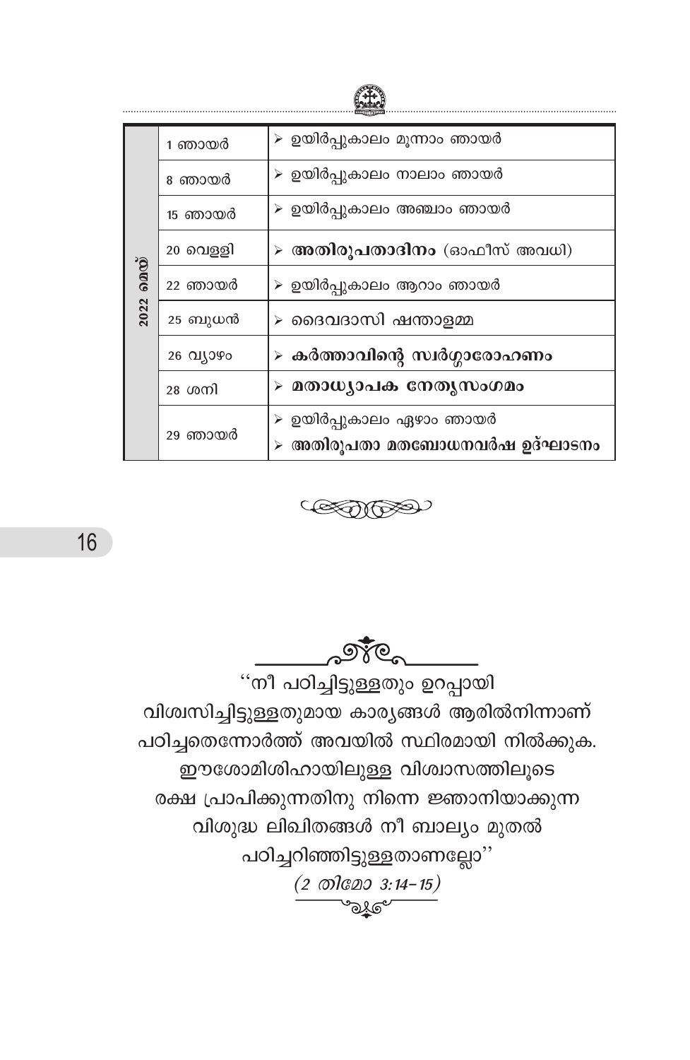| | | |
|---|---|---|
| 2022 മെയ് | 1 ഞായർ | ➢ ഉയിർപ്പുകാലം മൂന്നാം ഞായർ |
| | 8 ഞായർ | ➢ ഉയിർപ്പുകാലം നാലാം ഞായർ |
| | 15 ഞായർ | ➢ ഉയിർപ്പുകാലം അഞ്ചാം ഞായർ |
| | 20 വെള്ളി | ➢ **അതിരൂപതാദിനം** (ഓഫീസ് അവധി) |
| | 22 ഞായർ | ➢ ഉയിർപ്പുകാലം ആറാം ഞായർ |
| | 25 ബുധൻ | ➢ ദൈവദാസി ഷന്താളമ്മ |
| | 26 വ്യാഴം | ➢ **കർത്താവിന്റെ സ്വർഗ്ഗാരോഹണം** |
| | 28 ശനി | ➢ **മതാധ്യാപക നേതൃസംഗമം** |
| | 29 ഞായർ | ➢ ഉയിർപ്പുകാലം ഏഴാം ഞായർ<br>➢ **അതിരൂപതാ മതബോധനവർഷ ഉദ്ഘാടനം** |

''നീ പഠിച്ചിട്ടുള്ളതും ഉറപ്പായി
വിശ്വസിച്ചിട്ടുള്ളതുമായ കാര്യങ്ങൾ ആരിൽനിന്നാണ്
പഠിച്ചതെന്നോർത്ത് അവയിൽ സ്ഥിരമായി നിൽക്കുക.
ഈശോമിശിഹായിലുള്ള വിശ്വാസത്തിലൂടെ
രക്ഷ പ്രാപിക്കുന്നതിനു നിന്നെ ജ്ഞാനിയാക്കുന്ന
വിശുദ്ധ ലിഖിതങ്ങൾ നീ ബാല്യം മുതൽ
പഠിച്ചറിഞ്ഞിട്ടുള്ളതാണല്ലോ''

*(2 തിമോ 3:14-15)*